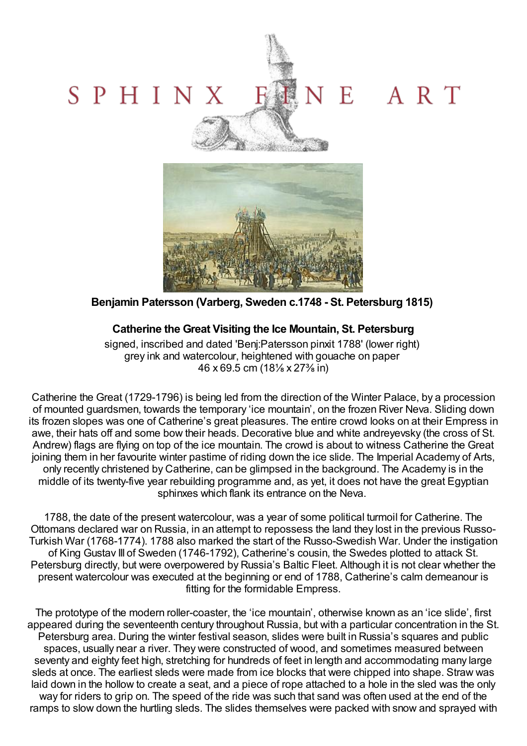# SPHINX FINE ART

**Benjamin Patersson (Varberg, Sweden c.1748 - St. Petersburg 1815)**

**Catherine the Great Visiting the Ice Mountain, St. Petersburg**

signed, inscribed and dated 'Benj:Patersson pinxit 1788' (lower right)
grey ink and watercolour, heightened with gouache on paper
46 x 69.5 cm (18⅛ x 27⅜ in)

Catherine the Great (1729-1796) is being led from the direction of the Winter Palace, by a procession of mounted guardsmen, towards the temporary 'ice mountain', on the frozen River Neva. Sliding down its frozen slopes was one of Catherine's great pleasures. The entire crowd looks on at their Empress in awe, their hats off and some bow their heads. Decorative blue and white andreyevsky (the cross of St. Andrew) flags are flying on top of the ice mountain. The crowd is about to witness Catherine the Great joining them in her favourite winter pastime of riding down the ice slide. The Imperial Academy of Arts, only recently christened by Catherine, can be glimpsed in the background. The Academy is in the middle of its twenty-five year rebuilding programme and, as yet, it does not have the great Egyptian sphinxes which flank its entrance on the Neva.

1788, the date of the present watercolour, was a year of some political turmoil for Catherine. The Ottomans declared war on Russia, in an attempt to repossess the land they lost in the previous Russo-Turkish War (1768-1774). 1788 also marked the start of the Russo-Swedish War. Under the instigation of King Gustav III of Sweden (1746-1792), Catherine's cousin, the Swedes plotted to attack St. Petersburg directly, but were overpowered by Russia's Baltic Fleet. Although it is not clear whether the present watercolour was executed at the beginning or end of 1788, Catherine's calm demeanour is fitting for the formidable Empress.

The prototype of the modern roller-coaster, the 'ice mountain', otherwise known as an 'ice slide', first appeared during the seventeenth century throughout Russia, but with a particular concentration in the St. Petersburg area. During the winter festival season, slides were built in Russia's squares and public spaces, usually near a river. They were constructed of wood, and sometimes measured between seventy and eighty feet high, stretching for hundreds of feet in length and accommodating many large sleds at once. The earliest sleds were made from ice blocks that were chipped into shape. Straw was laid down in the hollow to create a seat, and a piece of rope attached to a hole in the sled was the only way for riders to grip on. The speed of the ride was such that sand was often used at the end of the ramps to slow down the hurtling sleds. The slides themselves were packed with snow and sprayed with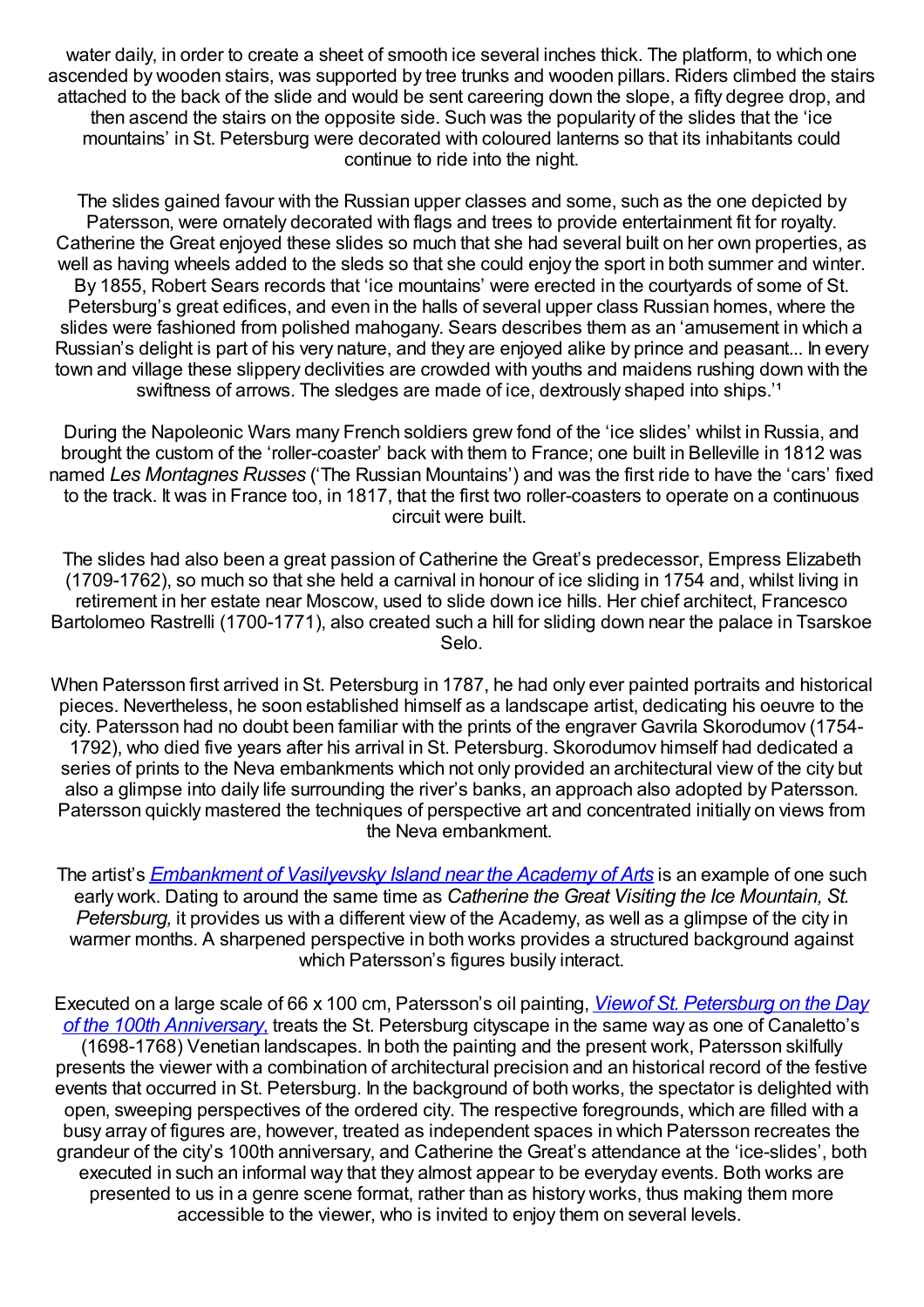water daily, in order to create a sheet of smooth ice several inches thick. The platform, to which one ascended by wooden stairs, was supported by tree trunks and wooden pillars. Riders climbed the stairs attached to the back of the slide and would be sent careering down the slope, a fifty degree drop, and then ascend the stairs on the opposite side. Such was the popularity of the slides that the 'ice mountains' in St. Petersburg were decorated with coloured lanterns so that its inhabitants could continue to ride into the night.

The slides gained favour with the Russian upper classes and some, such as the one depicted by Patersson, were ornately decorated with flags and trees to provide entertainment fit for royalty. Catherine the Great enjoyed these slides so much that she had several built on her own properties, as well as having wheels added to the sleds so that she could enjoy the sport in both summer and winter. By 1855, Robert Sears records that 'ice mountains' were erected in the courtyards of some of St. Petersburg's great edifices, and even in the halls of several upper class Russian homes, where the slides were fashioned from polished mahogany. Sears describes them as an 'amusement in which a Russian's delight is part of his very nature, and they are enjoyed alike by prince and peasant... In every town and village these slippery declivities are crowded with youths and maidens rushing down with the swiftness of arrows. The sledges are made of ice, dextrously shaped into ships.'[1]

During the Napoleonic Wars many French soldiers grew fond of the 'ice slides' whilst in Russia, and brought the custom of the 'roller-coaster' back with them to France; one built in Belleville in 1812 was named *Les Montagnes Russes* ('The Russian Mountains') and was the first ride to have the 'cars' fixed to the track. It was in France too, in 1817, that the first two roller-coasters to operate on a continuous circuit were built.

The slides had also been a great passion of Catherine the Great's predecessor, Empress Elizabeth (1709-1762), so much so that she held a carnival in honour of ice sliding in 1754 and, whilst living in retirement in her estate near Moscow, used to slide down ice hills. Her chief architect, Francesco Bartolomeo Rastrelli (1700-1771), also created such a hill for sliding down near the palace in Tsarskoe Selo.

When Patersson first arrived in St. Petersburg in 1787, he had only ever painted portraits and historical pieces. Nevertheless, he soon established himself as a landscape artist, dedicating his oeuvre to the city. Patersson had no doubt been familiar with the prints of the engraver Gavrila Skorodumov (1754-1792), who died five years after his arrival in St. Petersburg. Skorodumov himself had dedicated a series of prints to the Neva embankments which not only provided an architectural view of the city but also a glimpse into daily life surrounding the river's banks, an approach also adopted by Patersson. Patersson quickly mastered the techniques of perspective art and concentrated initially on views from the Neva embankment.

The artist's *Embankment of Vasilyevsky Island near the Academy of Arts* is an example of one such early work. Dating to around the same time as *Catherine the Great Visiting the Ice Mountain, St. Petersburg,* it provides us with a different view of the Academy, as well as a glimpse of the city in warmer months. A sharpened perspective in both works provides a structured background against which Patersson's figures busily interact.

Executed on a large scale of 66 x 100 cm, Patersson's oil painting, *View of St. Petersburg on the Day of the 100th Anniversary,* treats the St. Petersburg cityscape in the same way as one of Canaletto's (1698-1768) Venetian landscapes. In both the painting and the present work, Patersson skilfully presents the viewer with a combination of architectural precision and an historical record of the festive events that occurred in St. Petersburg. In the background of both works, the spectator is delighted with open, sweeping perspectives of the ordered city. The respective foregrounds, which are filled with a busy array of figures are, however, treated as independent spaces in which Patersson recreates the grandeur of the city's 100th anniversary, and Catherine the Great's attendance at the 'ice-slides', both executed in such an informal way that they almost appear to be everyday events. Both works are presented to us in a genre scene format, rather than as history works, thus making them more accessible to the viewer, who is invited to enjoy them on several levels.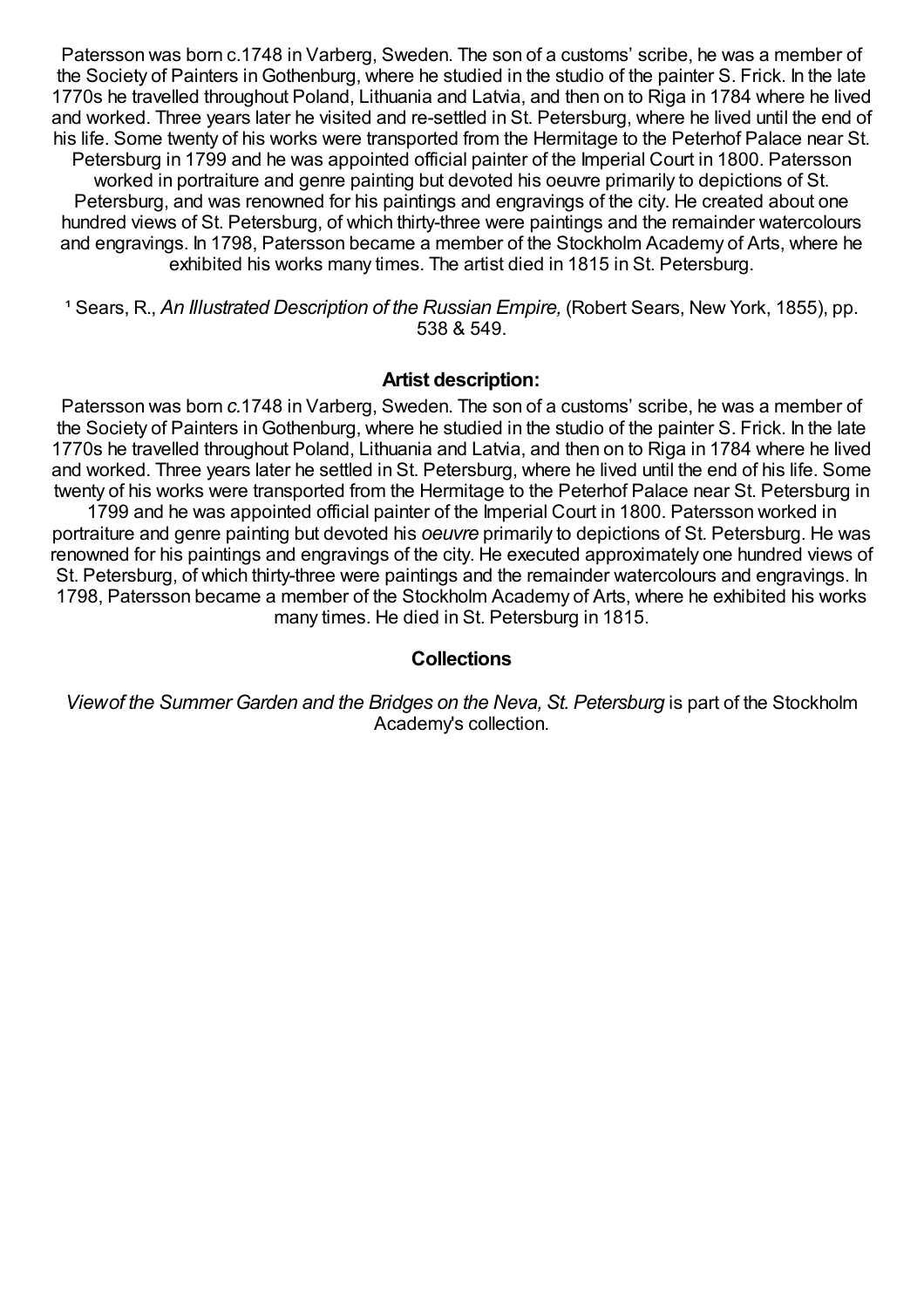Patersson was born c.1748 in Varberg, Sweden. The son of a customs' scribe, he was a member of the Society of Painters in Gothenburg, where he studied in the studio of the painter S. Frick. In the late 1770s he travelled throughout Poland, Lithuania and Latvia, and then on to Riga in 1784 where he lived and worked. Three years later he visited and re-settled in St. Petersburg, where he lived until the end of his life. Some twenty of his works were transported from the Hermitage to the Peterhof Palace near St. Petersburg in 1799 and he was appointed official painter of the Imperial Court in 1800. Patersson worked in portraiture and genre painting but devoted his oeuvre primarily to depictions of St. Petersburg, and was renowned for his paintings and engravings of the city. He created about one hundred views of St. Petersburg, of which thirty-three were paintings and the remainder watercolours and engravings. In 1798, Patersson became a member of the Stockholm Academy of Arts, where he exhibited his works many times. The artist died in 1815 in St. Petersburg.

[1] Sears, R., *An Illustrated Description of the Russian Empire,* (Robert Sears, New York, 1855), pp. 538 & 549.

### Artist description:

Patersson was born *c.*1748 in Varberg, Sweden. The son of a customs' scribe, he was a member of the Society of Painters in Gothenburg, where he studied in the studio of the painter S. Frick. In the late 1770s he travelled throughout Poland, Lithuania and Latvia, and then on to Riga in 1784 where he lived and worked. Three years later he settled in St. Petersburg, where he lived until the end of his life. Some twenty of his works were transported from the Hermitage to the Peterhof Palace near St. Petersburg in 1799 and he was appointed official painter of the Imperial Court in 1800. Patersson worked in portraiture and genre painting but devoted his *oeuvre* primarily to depictions of St. Petersburg. He was renowned for his paintings and engravings of the city. He executed approximately one hundred views of St. Petersburg, of which thirty-three were paintings and the remainder watercolours and engravings. In 1798, Patersson became a member of the Stockholm Academy of Arts, where he exhibited his works many times. He died in St. Petersburg in 1815.

### Collections

*View of the Summer Garden and the Bridges on the Neva, St. Petersburg* is part of the Stockholm Academy's collection.